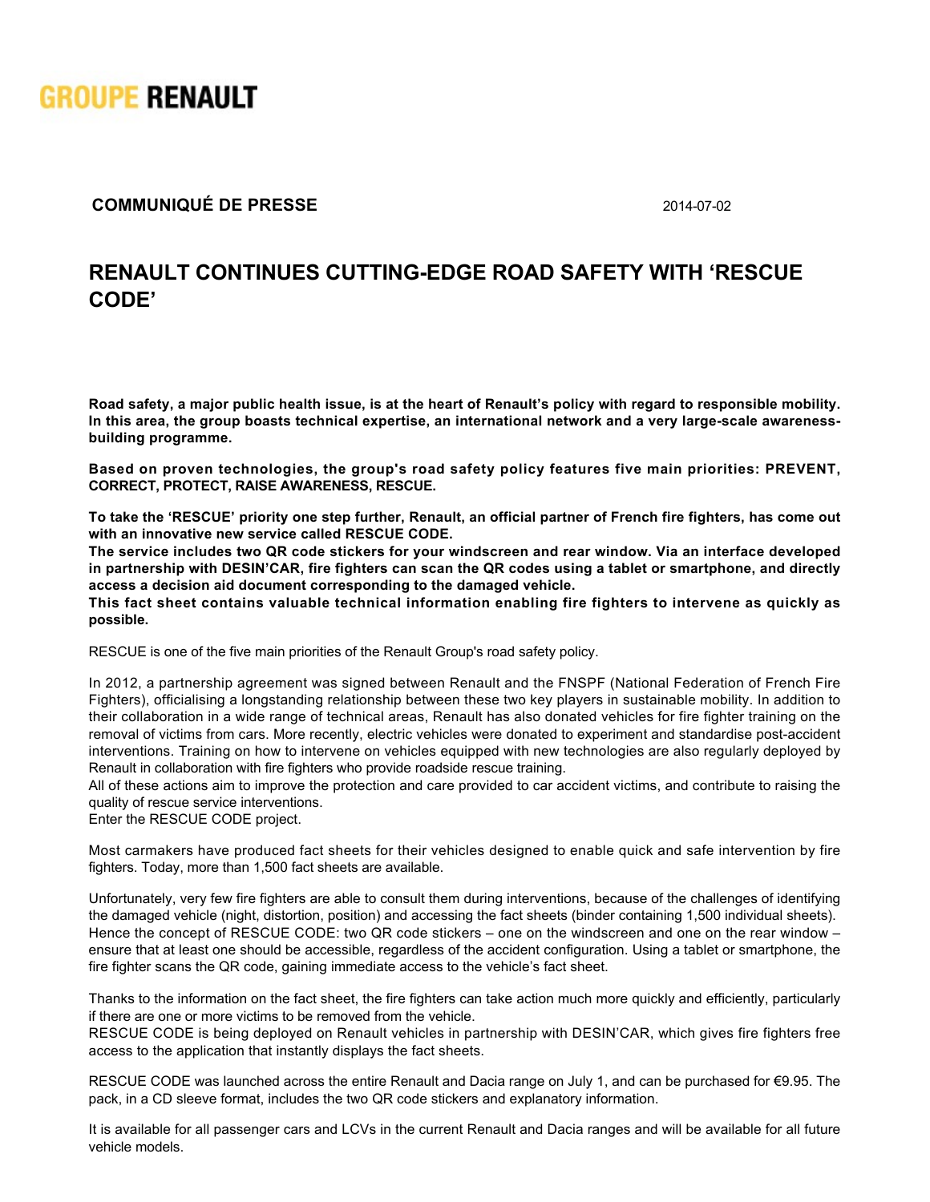GROUPE RENAULT

**COMMUNIQUÉ DE PRESSE** 2014-07-02

# RENAULT CONTINUES CUTTING-EDGE ROAD SAFETY WITH 'RESCUE CODE'

**Road safety, a major public health issue, is at the heart of Renault's policy with regard to responsible mobility. In this area, the group boasts technical expertise, an international network and a very large-scale awareness-building programme.**

**Based on proven technologies, the group's road safety policy features five main priorities: PREVENT, CORRECT, PROTECT, RAISE AWARENESS, RESCUE.**

**To take the 'RESCUE' priority one step further, Renault, an official partner of French fire fighters, has come out with an innovative new service called RESCUE CODE.**
**The service includes two QR code stickers for your windscreen and rear window. Via an interface developed in partnership with DESIN'CAR, fire fighters can scan the QR codes using a tablet or smartphone, and directly access a decision aid document corresponding to the damaged vehicle.**
**This fact sheet contains valuable technical information enabling fire fighters to intervene as quickly as possible.**

RESCUE is one of the five main priorities of the Renault Group's road safety policy.

In 2012, a partnership agreement was signed between Renault and the FNSPF (National Federation of French Fire Fighters), officialising a longstanding relationship between these two key players in sustainable mobility. In addition to their collaboration in a wide range of technical areas, Renault has also donated vehicles for fire fighter training on the removal of victims from cars. More recently, electric vehicles were donated to experiment and standardise post-accident interventions. Training on how to intervene on vehicles equipped with new technologies are also regularly deployed by Renault in collaboration with fire fighters who provide roadside rescue training.
All of these actions aim to improve the protection and care provided to car accident victims, and contribute to raising the quality of rescue service interventions.
Enter the RESCUE CODE project.

Most carmakers have produced fact sheets for their vehicles designed to enable quick and safe intervention by fire fighters. Today, more than 1,500 fact sheets are available.

Unfortunately, very few fire fighters are able to consult them during interventions, because of the challenges of identifying the damaged vehicle (night, distortion, position) and accessing the fact sheets (binder containing 1,500 individual sheets).
Hence the concept of RESCUE CODE: two QR code stickers – one on the windscreen and one on the rear window – ensure that at least one should be accessible, regardless of the accident configuration. Using a tablet or smartphone, the fire fighter scans the QR code, gaining immediate access to the vehicle's fact sheet.

Thanks to the information on the fact sheet, the fire fighters can take action much more quickly and efficiently, particularly if there are one or more victims to be removed from the vehicle.
RESCUE CODE is being deployed on Renault vehicles in partnership with DESIN'CAR, which gives fire fighters free access to the application that instantly displays the fact sheets.

RESCUE CODE was launched across the entire Renault and Dacia range on July 1, and can be purchased for €9.95. The pack, in a CD sleeve format, includes the two QR code stickers and explanatory information.

It is available for all passenger cars and LCVs in the current Renault and Dacia ranges and will be available for all future vehicle models.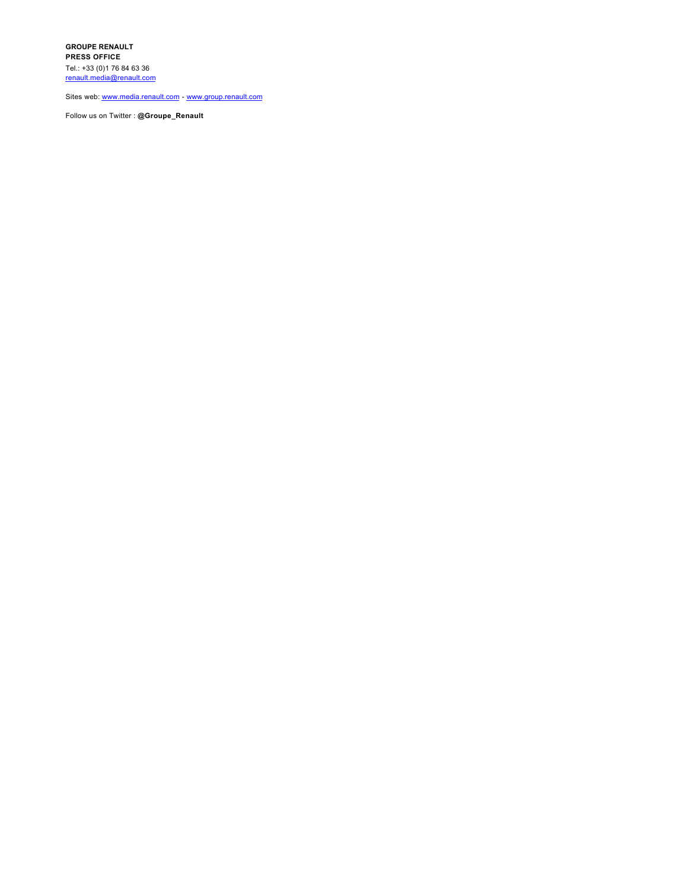**GROUPE RENAULT**
**PRESS OFFICE**
Tel.: +33 (0)1 76 84 63 36
renault.media@renault.com

Sites web: www.media.renault.com - www.group.renault.com

Follow us on Twitter : **@Groupe_Renault**